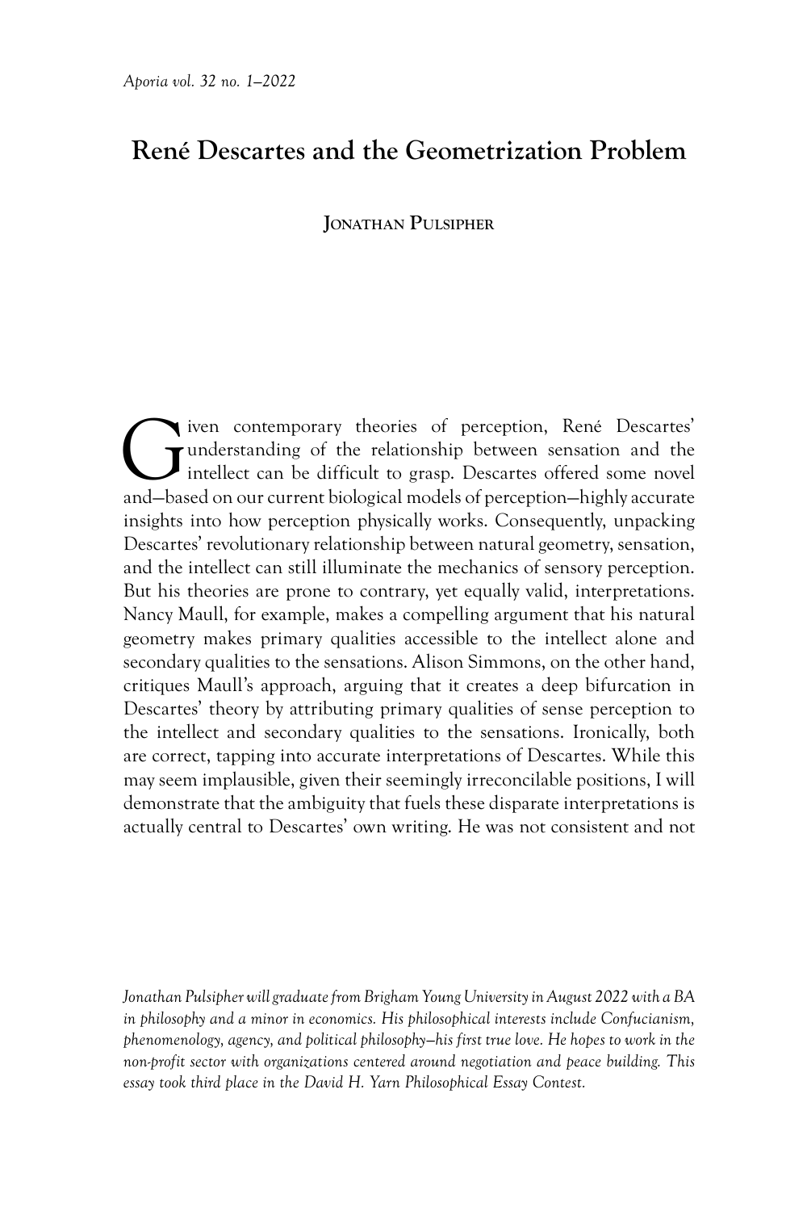# René Descartes and the Geometrization Problem

**Jonathan Pulsipher**

Given contemporary theories of perception, René Descartes' understanding of the relationship between sensation and the intellect can be difficult to grasp. Descartes offered some novel and—based on our current biological models of perception—highly accurate insights into how perception physically works. Consequently, unpacking Descartes' revolutionary relationship between natural geometry, sensation, and the intellect can still illuminate the mechanics of sensory perception. But his theories are prone to contrary, yet equally valid, interpretations. Nancy Maull, for example, makes a compelling argument that his natural geometry makes primary qualities accessible to the intellect alone and secondary qualities to the sensations. Alison Simmons, on the other hand, critiques Maull's approach, arguing that it creates a deep bifurcation in Descartes' theory by attributing primary qualities of sense perception to the intellect and secondary qualities to the sensations. Ironically, both are correct, tapping into accurate interpretations of Descartes. While this may seem implausible, given their seemingly irreconcilable positions, I will demonstrate that the ambiguity that fuels these disparate interpretations is actually central to Descartes' own writing. He was not consistent and not

*Jonathan Pulsipher will graduate from Brigham Young University in August 2022 with a BA in philosophy and a minor in economics. His philosophical interests include Confucianism, phenomenology, agency, and political philosophy—his first true love. He hopes to work in the non-profit sector with organizations centered around negotiation and peace building. This essay took third place in the David H. Yarn Philosophical Essay Contest.*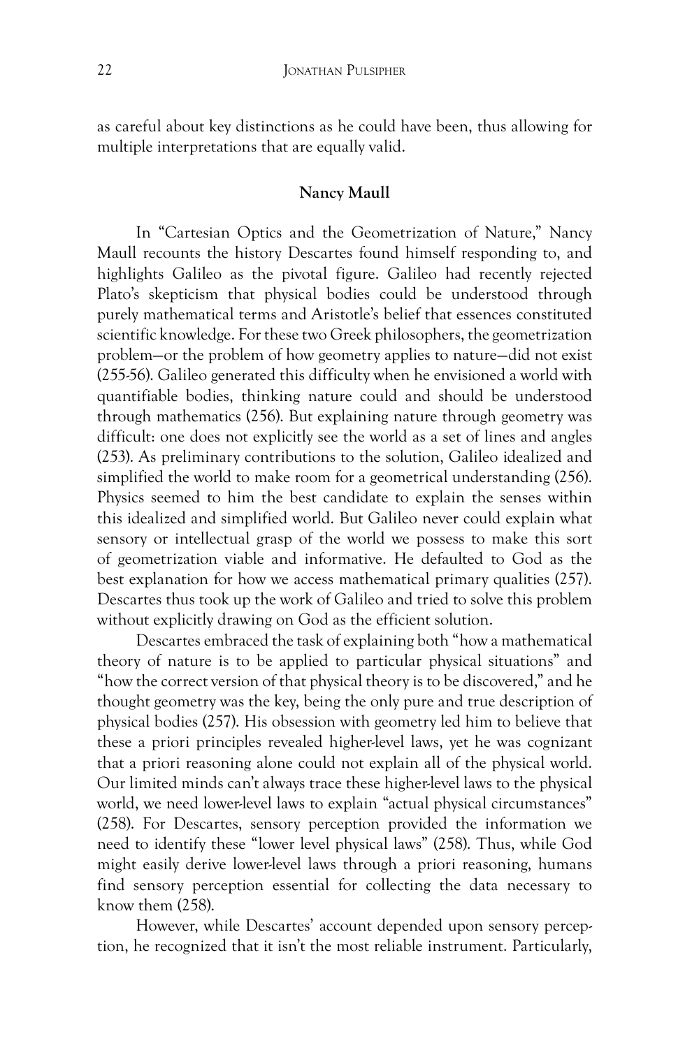as careful about key distinctions as he could have been, thus allowing for multiple interpretations that are equally valid.

### Nancy Maull

In "Cartesian Optics and the Geometrization of Nature," Nancy Maull recounts the history Descartes found himself responding to, and highlights Galileo as the pivotal figure. Galileo had recently rejected Plato's skepticism that physical bodies could be understood through purely mathematical terms and Aristotle's belief that essences constituted scientific knowledge. For these two Greek philosophers, the geometrization problem—or the problem of how geometry applies to nature—did not exist (255-56). Galileo generated this difficulty when he envisioned a world with quantifiable bodies, thinking nature could and should be understood through mathematics (256). But explaining nature through geometry was difficult: one does not explicitly see the world as a set of lines and angles (253). As preliminary contributions to the solution, Galileo idealized and simplified the world to make room for a geometrical understanding (256). Physics seemed to him the best candidate to explain the senses within this idealized and simplified world. But Galileo never could explain what sensory or intellectual grasp of the world we possess to make this sort of geometrization viable and informative. He defaulted to God as the best explanation for how we access mathematical primary qualities (257). Descartes thus took up the work of Galileo and tried to solve this problem without explicitly drawing on God as the efficient solution.

Descartes embraced the task of explaining both "how a mathematical theory of nature is to be applied to particular physical situations" and "how the correct version of that physical theory is to be discovered," and he thought geometry was the key, being the only pure and true description of physical bodies (257). His obsession with geometry led him to believe that these a priori principles revealed higher-level laws, yet he was cognizant that a priori reasoning alone could not explain all of the physical world. Our limited minds can't always trace these higher-level laws to the physical world, we need lower-level laws to explain "actual physical circumstances" (258). For Descartes, sensory perception provided the information we need to identify these "lower level physical laws" (258). Thus, while God might easily derive lower-level laws through a priori reasoning, humans find sensory perception essential for collecting the data necessary to know them (258).

However, while Descartes' account depended upon sensory perception, he recognized that it isn't the most reliable instrument. Particularly,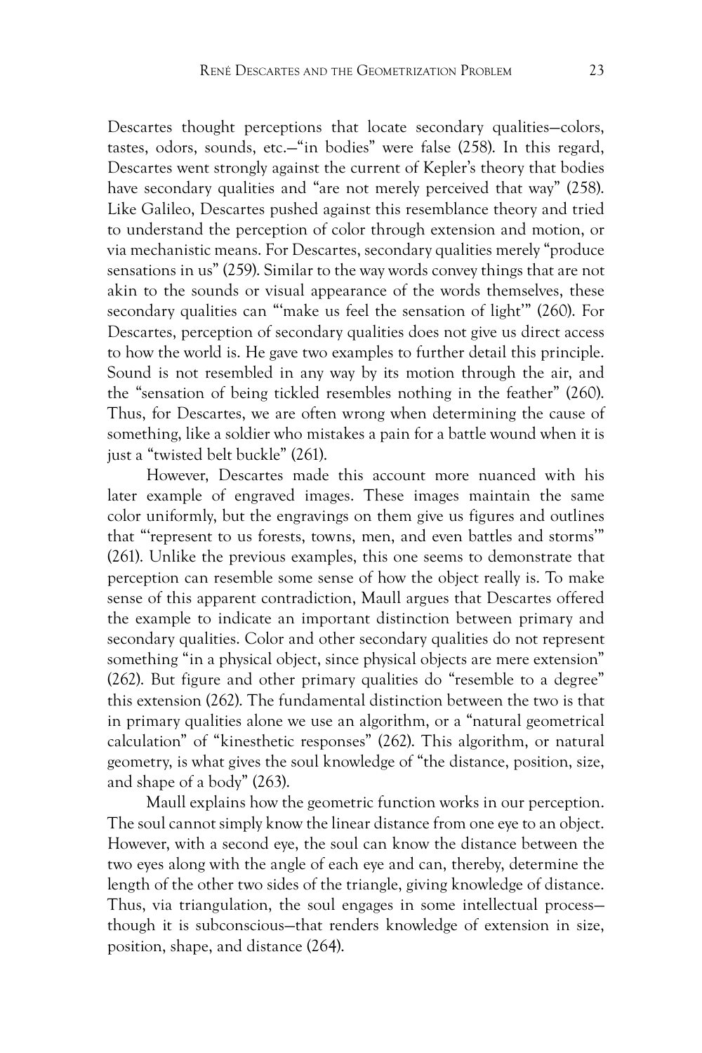Descartes thought perceptions that locate secondary qualities—colors, tastes, odors, sounds, etc.—"in bodies" were false (258). In this regard, Descartes went strongly against the current of Kepler's theory that bodies have secondary qualities and "are not merely perceived that way" (258). Like Galileo, Descartes pushed against this resemblance theory and tried to understand the perception of color through extension and motion, or via mechanistic means. For Descartes, secondary qualities merely "produce sensations in us" (259). Similar to the way words convey things that are not akin to the sounds or visual appearance of the words themselves, these secondary qualities can "'make us feel the sensation of light'" (260). For Descartes, perception of secondary qualities does not give us direct access to how the world is. He gave two examples to further detail this principle. Sound is not resembled in any way by its motion through the air, and the "sensation of being tickled resembles nothing in the feather" (260). Thus, for Descartes, we are often wrong when determining the cause of something, like a soldier who mistakes a pain for a battle wound when it is just a "twisted belt buckle" (261).

However, Descartes made this account more nuanced with his later example of engraved images. These images maintain the same color uniformly, but the engravings on them give us figures and outlines that "'represent to us forests, towns, men, and even battles and storms'" (261). Unlike the previous examples, this one seems to demonstrate that perception can resemble some sense of how the object really is. To make sense of this apparent contradiction, Maull argues that Descartes offered the example to indicate an important distinction between primary and secondary qualities. Color and other secondary qualities do not represent something "in a physical object, since physical objects are mere extension" (262). But figure and other primary qualities do "resemble to a degree" this extension (262). The fundamental distinction between the two is that in primary qualities alone we use an algorithm, or a "natural geometrical calculation" of "kinesthetic responses" (262). This algorithm, or natural geometry, is what gives the soul knowledge of "the distance, position, size, and shape of a body" (263).

Maull explains how the geometric function works in our perception. The soul cannot simply know the linear distance from one eye to an object. However, with a second eye, the soul can know the distance between the two eyes along with the angle of each eye and can, thereby, determine the length of the other two sides of the triangle, giving knowledge of distance. Thus, via triangulation, the soul engages in some intellectual process—though it is subconscious—that renders knowledge of extension in size, position, shape, and distance (264).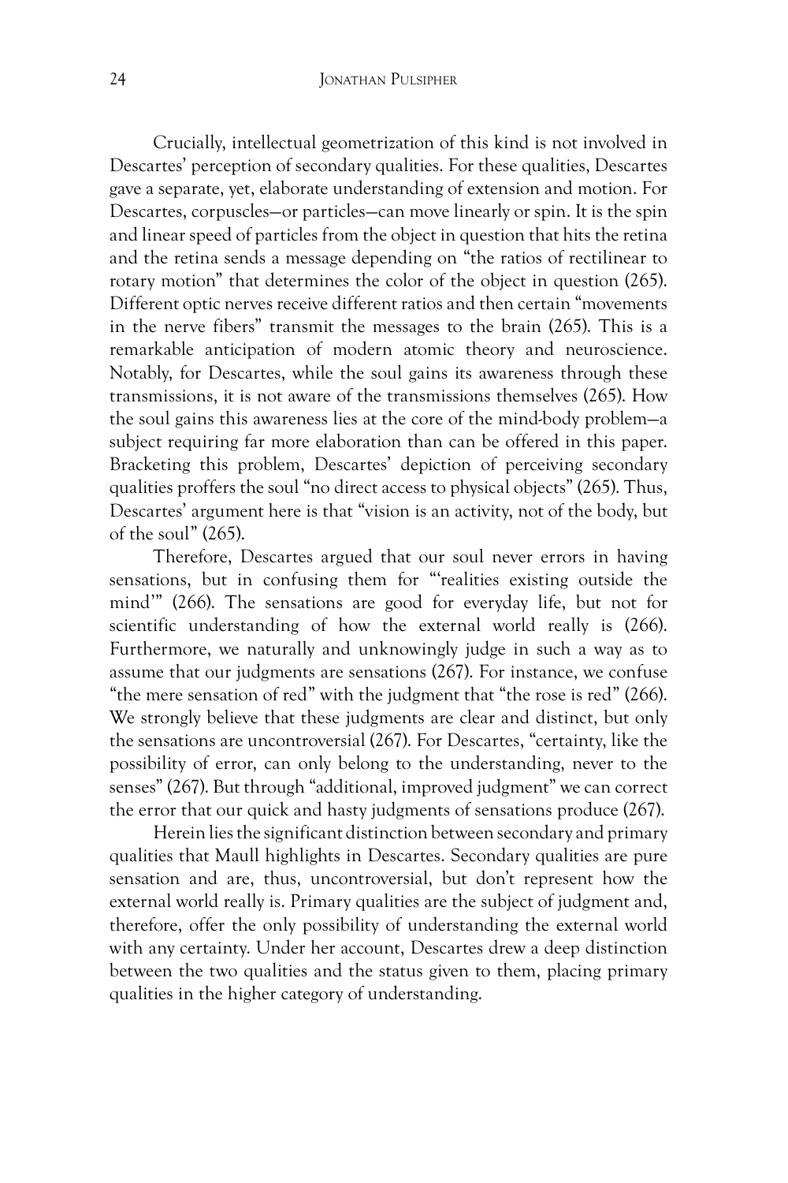Crucially, intellectual geometrization of this kind is not involved in Descartes' perception of secondary qualities. For these qualities, Descartes gave a separate, yet, elaborate understanding of extension and motion. For Descartes, corpuscles—or particles—can move linearly or spin. It is the spin and linear speed of particles from the object in question that hits the retina and the retina sends a message depending on "the ratios of rectilinear to rotary motion" that determines the color of the object in question (265). Different optic nerves receive different ratios and then certain "movements in the nerve fibers" transmit the messages to the brain (265). This is a remarkable anticipation of modern atomic theory and neuroscience. Notably, for Descartes, while the soul gains its awareness through these transmissions, it is not aware of the transmissions themselves (265). How the soul gains this awareness lies at the core of the mind-body problem—a subject requiring far more elaboration than can be offered in this paper. Bracketing this problem, Descartes' depiction of perceiving secondary qualities proffers the soul "no direct access to physical objects" (265). Thus, Descartes' argument here is that "vision is an activity, not of the body, but of the soul" (265).

Therefore, Descartes argued that our soul never errors in having sensations, but in confusing them for "'realities existing outside the mind'" (266). The sensations are good for everyday life, but not for scientific understanding of how the external world really is (266). Furthermore, we naturally and unknowingly judge in such a way as to assume that our judgments are sensations (267). For instance, we confuse "the mere sensation of red" with the judgment that "the rose is red" (266). We strongly believe that these judgments are clear and distinct, but only the sensations are uncontroversial (267). For Descartes, "certainty, like the possibility of error, can only belong to the understanding, never to the senses" (267). But through "additional, improved judgment" we can correct the error that our quick and hasty judgments of sensations produce (267).

Herein lies the significant distinction between secondary and primary qualities that Maull highlights in Descartes. Secondary qualities are pure sensation and are, thus, uncontroversial, but don't represent how the external world really is. Primary qualities are the subject of judgment and, therefore, offer the only possibility of understanding the external world with any certainty. Under her account, Descartes drew a deep distinction between the two qualities and the status given to them, placing primary qualities in the higher category of understanding.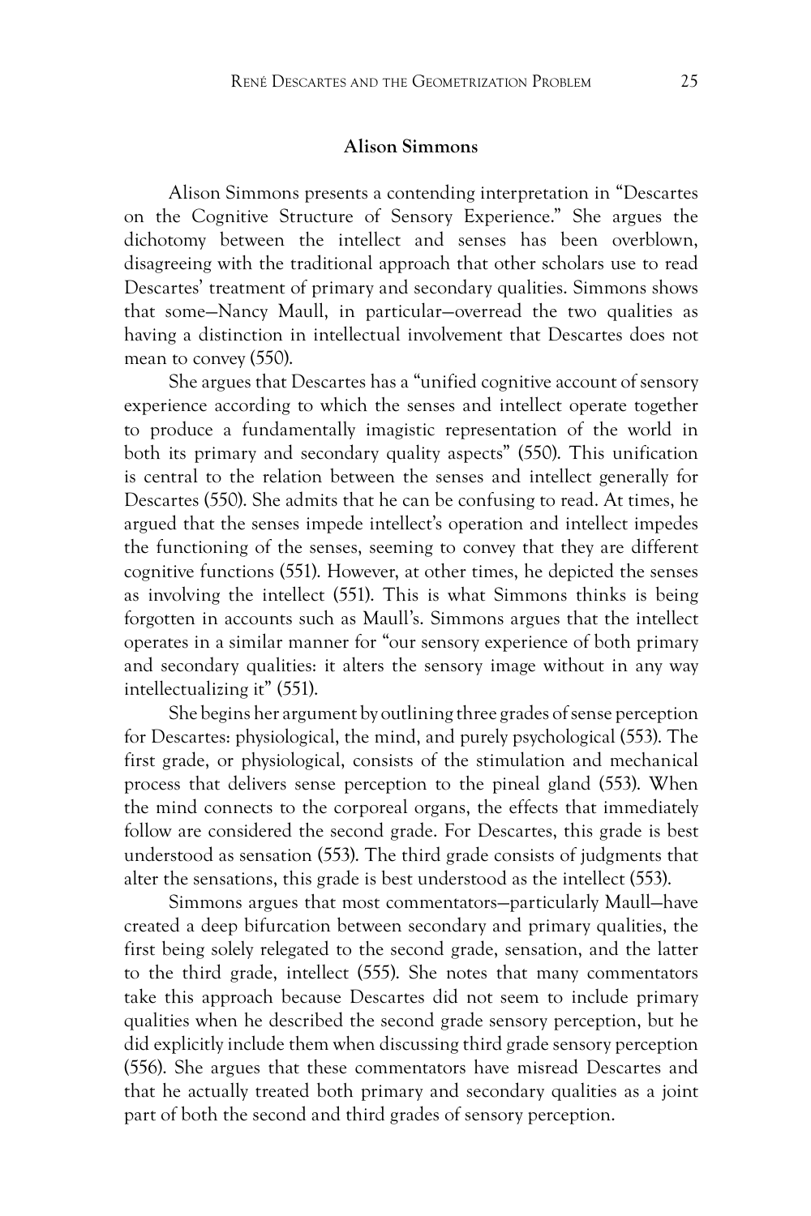### Alison Simmons

Alison Simmons presents a contending interpretation in "Descartes on the Cognitive Structure of Sensory Experience." She argues the dichotomy between the intellect and senses has been overblown, disagreeing with the traditional approach that other scholars use to read Descartes' treatment of primary and secondary qualities. Simmons shows that some—Nancy Maull, in particular—overread the two qualities as having a distinction in intellectual involvement that Descartes does not mean to convey (550).

She argues that Descartes has a "unified cognitive account of sensory experience according to which the senses and intellect operate together to produce a fundamentally imagistic representation of the world in both its primary and secondary quality aspects" (550). This unification is central to the relation between the senses and intellect generally for Descartes (550). She admits that he can be confusing to read. At times, he argued that the senses impede intellect's operation and intellect impedes the functioning of the senses, seeming to convey that they are different cognitive functions (551). However, at other times, he depicted the senses as involving the intellect (551). This is what Simmons thinks is being forgotten in accounts such as Maull's. Simmons argues that the intellect operates in a similar manner for "our sensory experience of both primary and secondary qualities: it alters the sensory image without in any way intellectualizing it" (551).

She begins her argument by outlining three grades of sense perception for Descartes: physiological, the mind, and purely psychological (553). The first grade, or physiological, consists of the stimulation and mechanical process that delivers sense perception to the pineal gland (553). When the mind connects to the corporeal organs, the effects that immediately follow are considered the second grade. For Descartes, this grade is best understood as sensation (553). The third grade consists of judgments that alter the sensations, this grade is best understood as the intellect (553).

Simmons argues that most commentators—particularly Maull—have created a deep bifurcation between secondary and primary qualities, the first being solely relegated to the second grade, sensation, and the latter to the third grade, intellect (555). She notes that many commentators take this approach because Descartes did not seem to include primary qualities when he described the second grade sensory perception, but he did explicitly include them when discussing third grade sensory perception (556). She argues that these commentators have misread Descartes and that he actually treated both primary and secondary qualities as a joint part of both the second and third grades of sensory perception.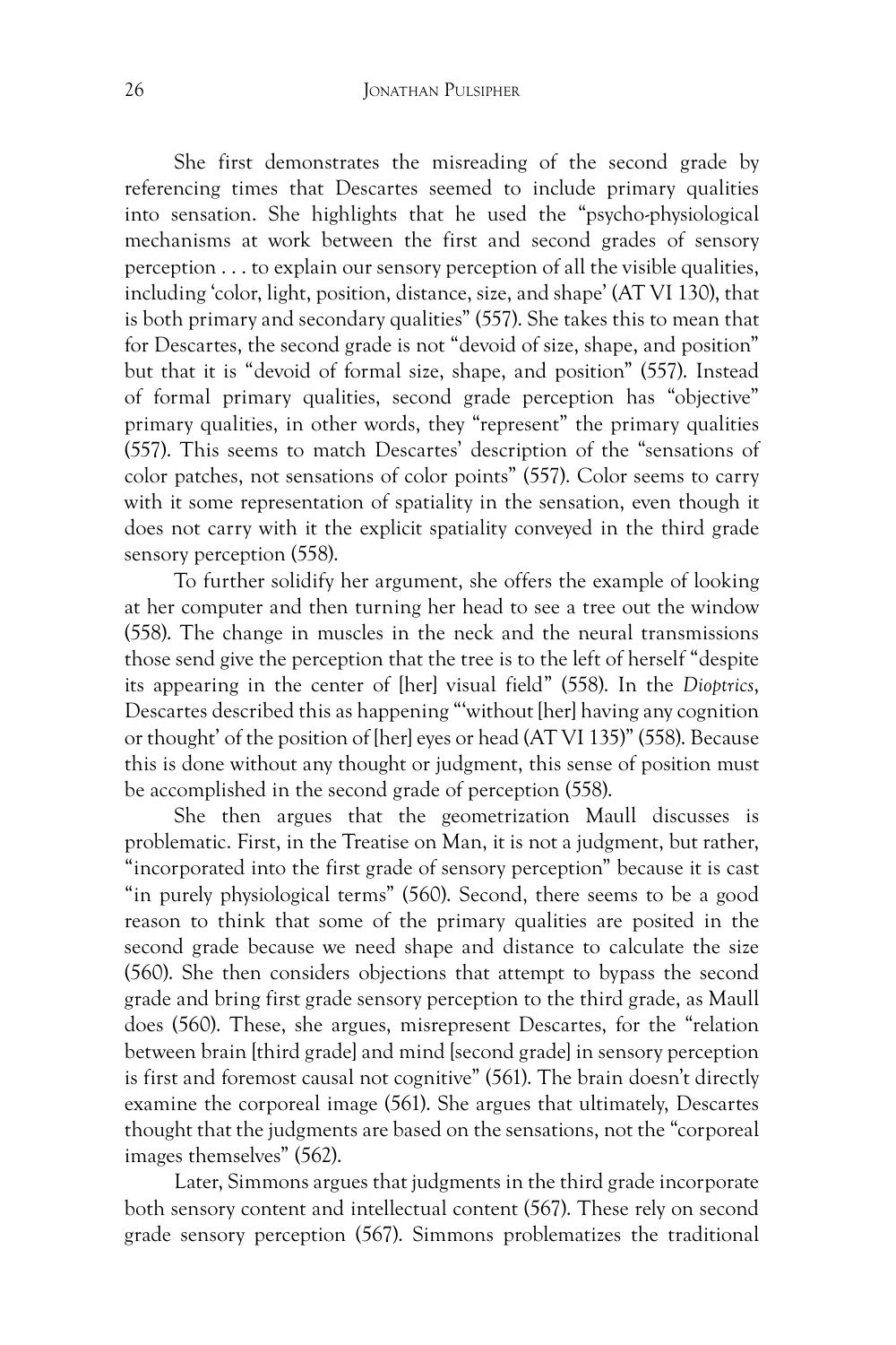She first demonstrates the misreading of the second grade by referencing times that Descartes seemed to include primary qualities into sensation. She highlights that he used the "psycho-physiological mechanisms at work between the first and second grades of sensory perception . . . to explain our sensory perception of all the visible qualities, including 'color, light, position, distance, size, and shape' (AT VI 130), that is both primary and secondary qualities" (557). She takes this to mean that for Descartes, the second grade is not "devoid of size, shape, and position" but that it is "devoid of formal size, shape, and position" (557). Instead of formal primary qualities, second grade perception has "objective" primary qualities, in other words, they "represent" the primary qualities (557). This seems to match Descartes' description of the "sensations of color patches, not sensations of color points" (557). Color seems to carry with it some representation of spatiality in the sensation, even though it does not carry with it the explicit spatiality conveyed in the third grade sensory perception (558).

To further solidify her argument, she offers the example of looking at her computer and then turning her head to see a tree out the window (558). The change in muscles in the neck and the neural transmissions those send give the perception that the tree is to the left of herself "despite its appearing in the center of [her] visual field" (558). In the *Dioptrics*, Descartes described this as happening "'without [her] having any cognition or thought' of the position of [her] eyes or head (AT VI 135)" (558). Because this is done without any thought or judgment, this sense of position must be accomplished in the second grade of perception (558).

She then argues that the geometrization Maull discusses is problematic. First, in the Treatise on Man, it is not a judgment, but rather, "incorporated into the first grade of sensory perception" because it is cast "in purely physiological terms" (560). Second, there seems to be a good reason to think that some of the primary qualities are posited in the second grade because we need shape and distance to calculate the size (560). She then considers objections that attempt to bypass the second grade and bring first grade sensory perception to the third grade, as Maull does (560). These, she argues, misrepresent Descartes, for the "relation between brain [third grade] and mind [second grade] in sensory perception is first and foremost causal not cognitive" (561). The brain doesn't directly examine the corporeal image (561). She argues that ultimately, Descartes thought that the judgments are based on the sensations, not the "corporeal images themselves" (562).

Later, Simmons argues that judgments in the third grade incorporate both sensory content and intellectual content (567). These rely on second grade sensory perception (567). Simmons problematizes the traditional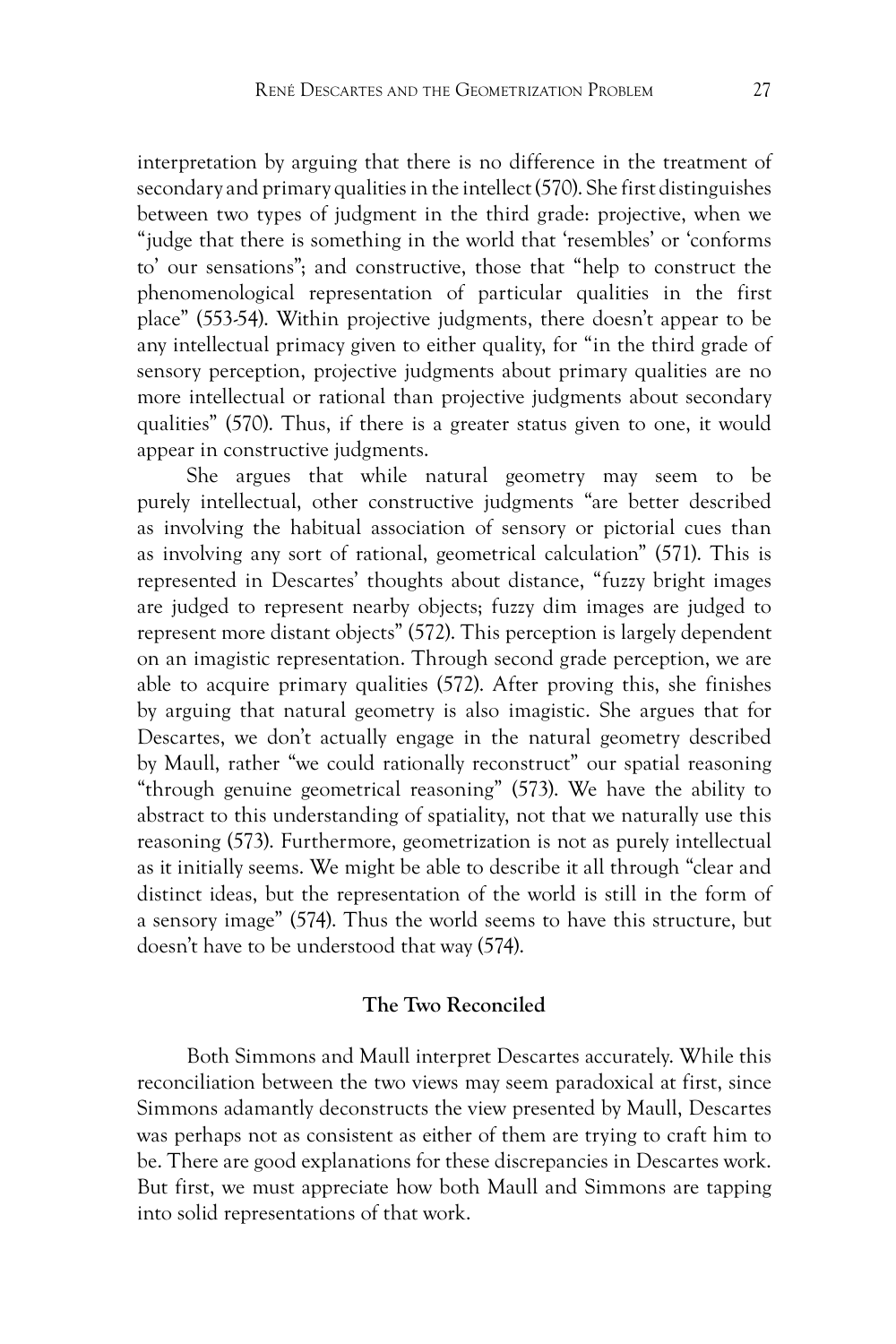interpretation by arguing that there is no difference in the treatment of secondary and primary qualities in the intellect (570). She first distinguishes between two types of judgment in the third grade: projective, when we "judge that there is something in the world that 'resembles' or 'conforms to' our sensations"; and constructive, those that "help to construct the phenomenological representation of particular qualities in the first place" (553-54). Within projective judgments, there doesn't appear to be any intellectual primacy given to either quality, for "in the third grade of sensory perception, projective judgments about primary qualities are no more intellectual or rational than projective judgments about secondary qualities" (570). Thus, if there is a greater status given to one, it would appear in constructive judgments.

She argues that while natural geometry may seem to be purely intellectual, other constructive judgments "are better described as involving the habitual association of sensory or pictorial cues than as involving any sort of rational, geometrical calculation" (571). This is represented in Descartes' thoughts about distance, "fuzzy bright images are judged to represent nearby objects; fuzzy dim images are judged to represent more distant objects" (572). This perception is largely dependent on an imagistic representation. Through second grade perception, we are able to acquire primary qualities (572). After proving this, she finishes by arguing that natural geometry is also imagistic. She argues that for Descartes, we don't actually engage in the natural geometry described by Maull, rather "we could rationally reconstruct" our spatial reasoning "through genuine geometrical reasoning" (573). We have the ability to abstract to this understanding of spatiality, not that we naturally use this reasoning (573). Furthermore, geometrization is not as purely intellectual as it initially seems. We might be able to describe it all through "clear and distinct ideas, but the representation of the world is still in the form of a sensory image" (574). Thus the world seems to have this structure, but doesn't have to be understood that way (574).

## The Two Reconciled

Both Simmons and Maull interpret Descartes accurately. While this reconciliation between the two views may seem paradoxical at first, since Simmons adamantly deconstructs the view presented by Maull, Descartes was perhaps not as consistent as either of them are trying to craft him to be. There are good explanations for these discrepancies in Descartes work. But first, we must appreciate how both Maull and Simmons are tapping into solid representations of that work.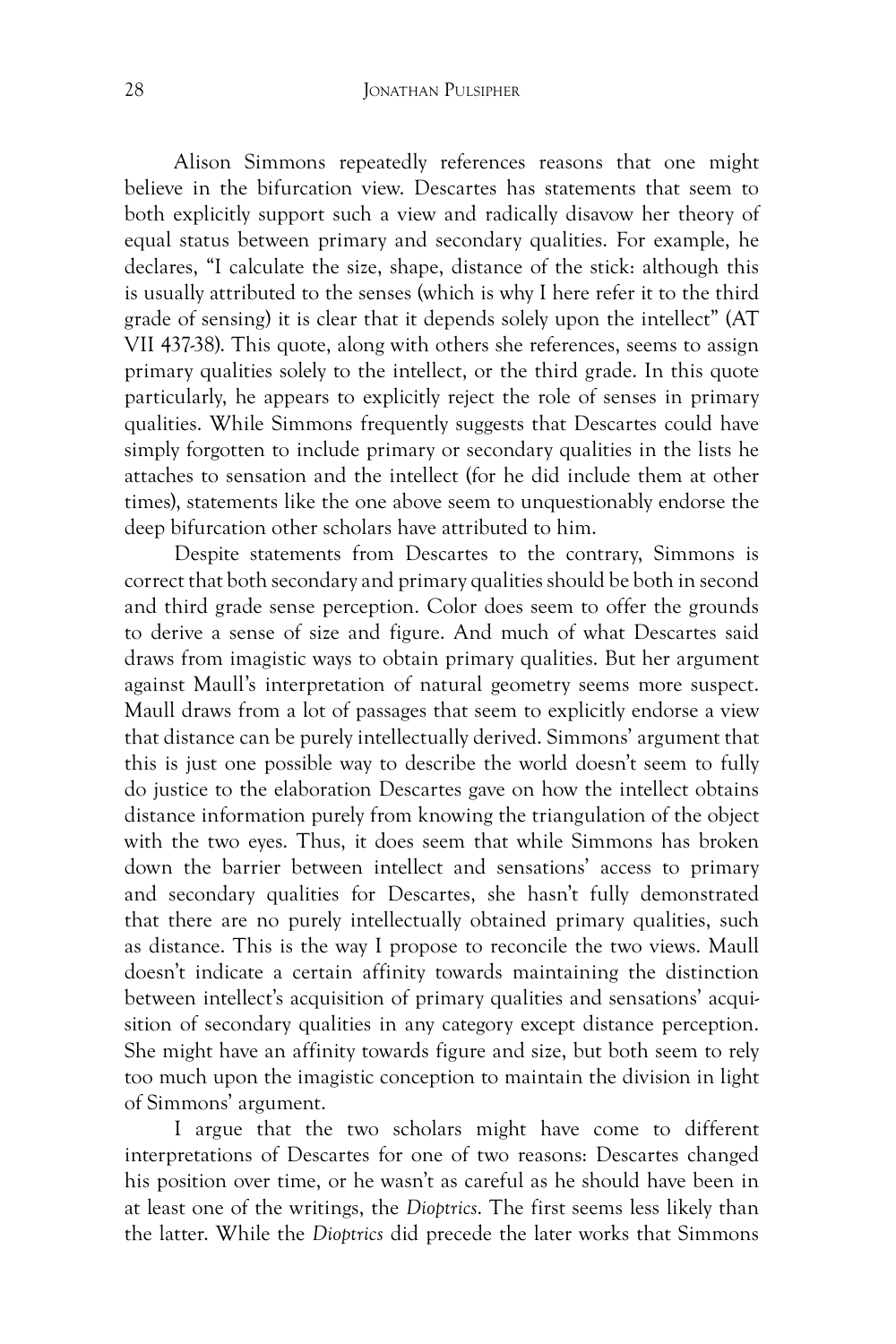Alison Simmons repeatedly references reasons that one might believe in the bifurcation view. Descartes has statements that seem to both explicitly support such a view and radically disavow her theory of equal status between primary and secondary qualities. For example, he declares, "I calculate the size, shape, distance of the stick: although this is usually attributed to the senses (which is why I here refer it to the third grade of sensing) it is clear that it depends solely upon the intellect" (AT VII 437-38). This quote, along with others she references, seems to assign primary qualities solely to the intellect, or the third grade. In this quote particularly, he appears to explicitly reject the role of senses in primary qualities. While Simmons frequently suggests that Descartes could have simply forgotten to include primary or secondary qualities in the lists he attaches to sensation and the intellect (for he did include them at other times), statements like the one above seem to unquestionably endorse the deep bifurcation other scholars have attributed to him.

Despite statements from Descartes to the contrary, Simmons is correct that both secondary and primary qualities should be both in second and third grade sense perception. Color does seem to offer the grounds to derive a sense of size and figure. And much of what Descartes said draws from imagistic ways to obtain primary qualities. But her argument against Maull's interpretation of natural geometry seems more suspect. Maull draws from a lot of passages that seem to explicitly endorse a view that distance can be purely intellectually derived. Simmons' argument that this is just one possible way to describe the world doesn't seem to fully do justice to the elaboration Descartes gave on how the intellect obtains distance information purely from knowing the triangulation of the object with the two eyes. Thus, it does seem that while Simmons has broken down the barrier between intellect and sensations' access to primary and secondary qualities for Descartes, she hasn't fully demonstrated that there are no purely intellectually obtained primary qualities, such as distance. This is the way I propose to reconcile the two views. Maull doesn't indicate a certain affinity towards maintaining the distinction between intellect's acquisition of primary qualities and sensations' acquisition of secondary qualities in any category except distance perception. She might have an affinity towards figure and size, but both seem to rely too much upon the imagistic conception to maintain the division in light of Simmons' argument.

I argue that the two scholars might have come to different interpretations of Descartes for one of two reasons: Descartes changed his position over time, or he wasn't as careful as he should have been in at least one of the writings, the *Dioptrics*. The first seems less likely than the latter. While the *Dioptrics* did precede the later works that Simmons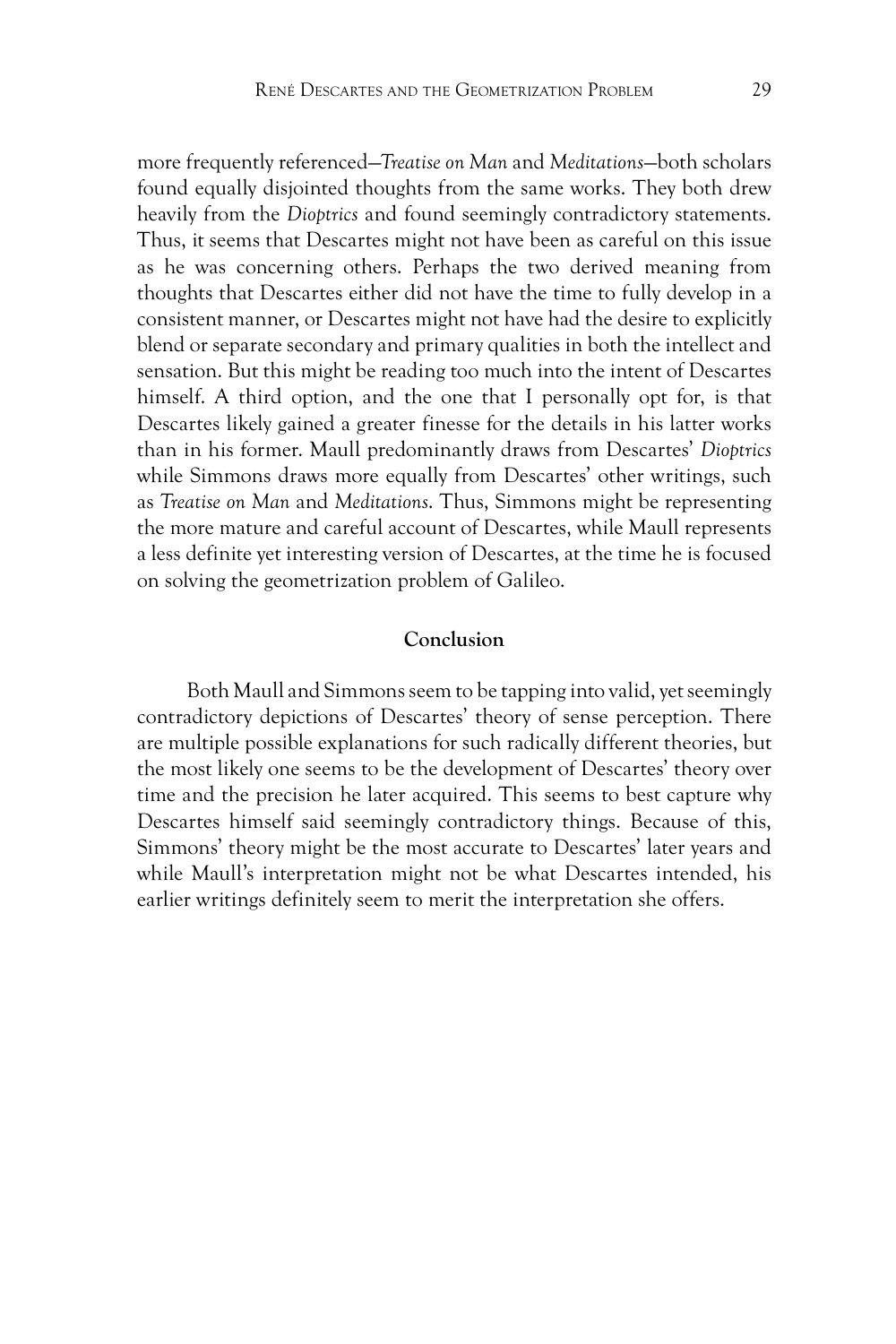more frequently referenced—*Treatise on Man* and *Meditations*—both scholars found equally disjointed thoughts from the same works. They both drew heavily from the *Dioptrics* and found seemingly contradictory statements. Thus, it seems that Descartes might not have been as careful on this issue as he was concerning others. Perhaps the two derived meaning from thoughts that Descartes either did not have the time to fully develop in a consistent manner, or Descartes might not have had the desire to explicitly blend or separate secondary and primary qualities in both the intellect and sensation. But this might be reading too much into the intent of Descartes himself. A third option, and the one that I personally opt for, is that Descartes likely gained a greater finesse for the details in his latter works than in his former. Maull predominantly draws from Descartes' *Dioptrics* while Simmons draws more equally from Descartes' other writings, such as *Treatise on Man* and *Meditations*. Thus, Simmons might be representing the more mature and careful account of Descartes, while Maull represents a less definite yet interesting version of Descartes, at the time he is focused on solving the geometrization problem of Galileo.

## Conclusion

Both Maull and Simmons seem to be tapping into valid, yet seemingly contradictory depictions of Descartes' theory of sense perception. There are multiple possible explanations for such radically different theories, but the most likely one seems to be the development of Descartes' theory over time and the precision he later acquired. This seems to best capture why Descartes himself said seemingly contradictory things. Because of this, Simmons' theory might be the most accurate to Descartes' later years and while Maull's interpretation might not be what Descartes intended, his earlier writings definitely seem to merit the interpretation she offers.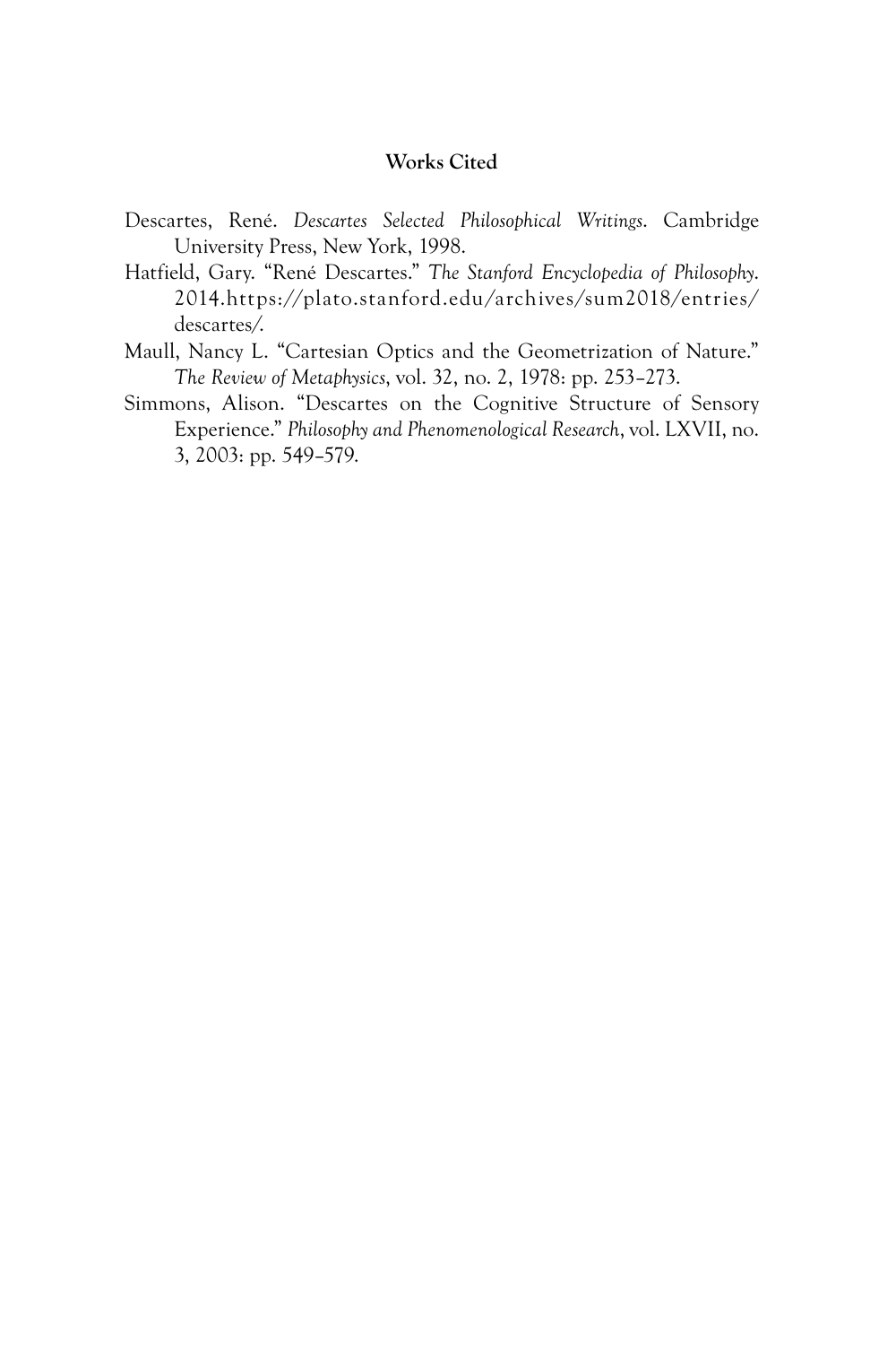## Works Cited

Descartes, René. *Descartes Selected Philosophical Writings*. Cambridge University Press, New York, 1998.

Hatfield, Gary. "René Descartes." *The Stanford Encyclopedia of Philosophy*. 2014.https://plato.stanford.edu/archives/sum2018/entries/descartes/.

Maull, Nancy L. "Cartesian Optics and the Geometrization of Nature." *The Review of Metaphysics*, vol. 32, no. 2, 1978: pp. 253–273.

Simmons, Alison. "Descartes on the Cognitive Structure of Sensory Experience." *Philosophy and Phenomenological Research*, vol. LXVII, no. 3, 2003: pp. 549–579.